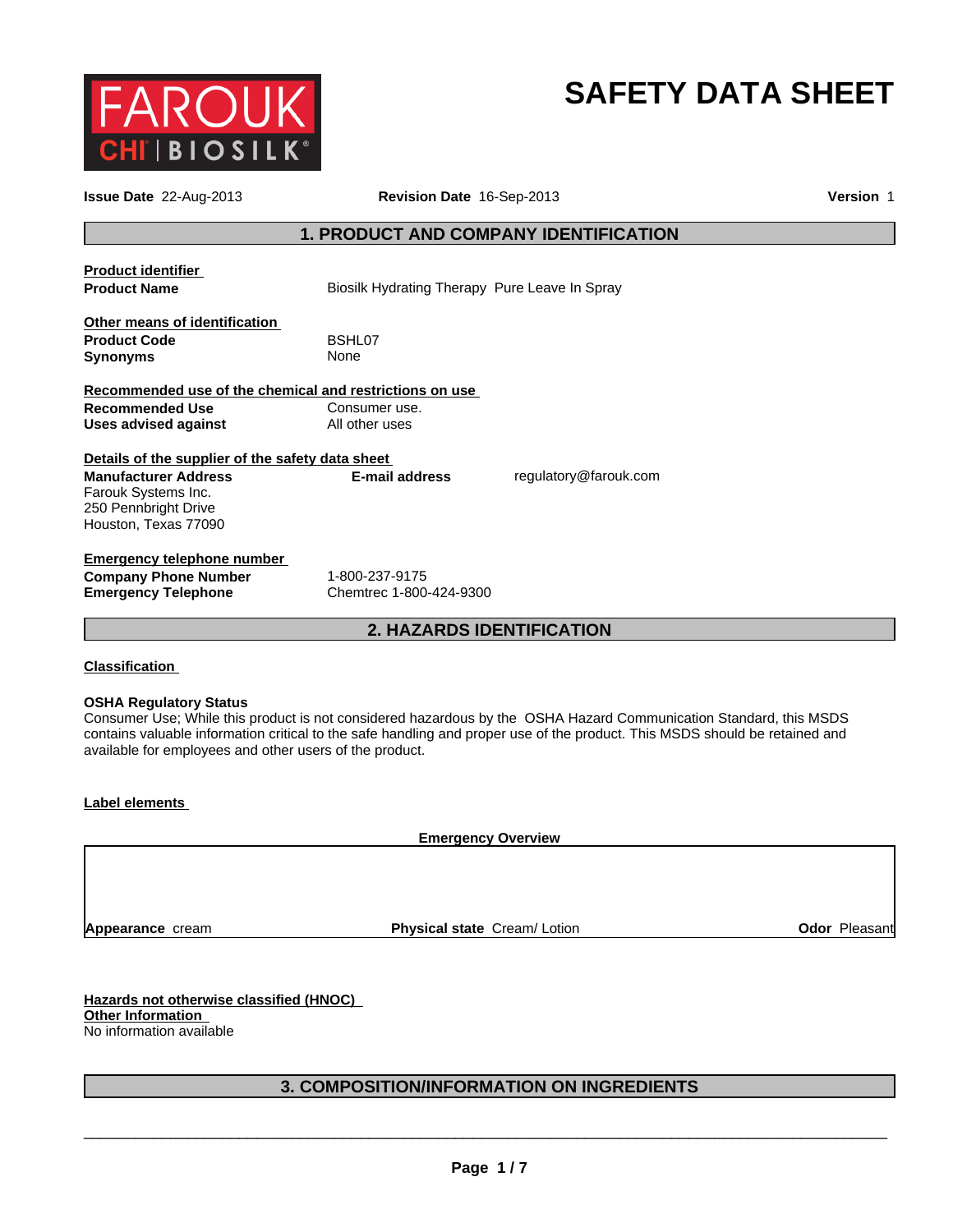FAROUK CHI | BIOSILK®

# SAFETY DATA SHEET

**Issue Date** 22-Aug-2013 **Revision Date** 16-Sep-2013 **Version** 1

## 1. PRODUCT AND COMPANY IDENTIFICATION

**Product identifier**

| | |
|---|---|
| **Product Name** | Biosilk Hydrating Therapy Pure Leave In Spray |

**Other means of identification**

| | |
|---|---|
| **Product Code** | BSHL07 |
| **Synonyms** | None |

**Recommended use of the chemical and restrictions on use**

| | |
|---|---|
| **Recommended Use** | Consumer use. |
| **Uses advised against** | All other uses |

**Details of the supplier of the safety data sheet**

**Manufacturer Address**
Farouk Systems Inc.
250 Pennbright Drive
Houston, Texas 77090

**E-mail address** regulatory@farouk.com

**Emergency telephone number**

| | |
|---|---|
| **Company Phone Number** | 1-800-237-9175 |
| **Emergency Telephone** | Chemtrec 1-800-424-9300 |

## 2. HAZARDS IDENTIFICATION

**Classification**

**OSHA Regulatory Status**
Consumer Use; While this product is not considered hazardous by the OSHA Hazard Communication Standard, this MSDS contains valuable information critical to the safe handling and proper use of the product. This MSDS should be retained and available for employees and other users of the product.

**Label elements**

**Emergency Overview**

**Appearance** cream **Physical state** Cream/ Lotion **Odor** Pleasant

**Hazards not otherwise classified (HNOC)**
**Other Information**
No information available

## 3. COMPOSITION/INFORMATION ON INGREDIENTS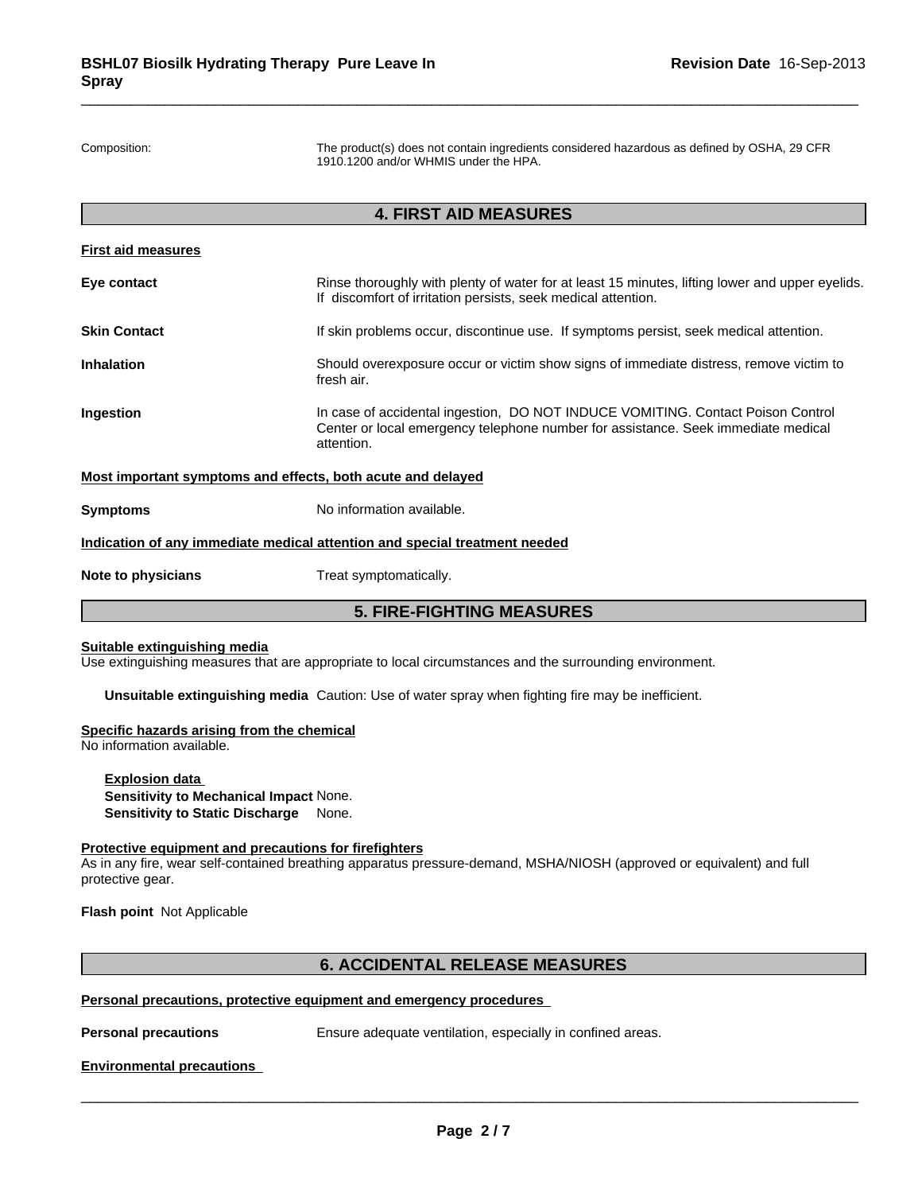Composition: The product(s) does not contain ingredients considered hazardous as defined by OSHA, 29 CFR 1910.1200 and/or WHMIS under the HPA.

## 4. FIRST AID MEASURES

### First aid measures

**Eye contact** Rinse thoroughly with plenty of water for at least 15 minutes, lifting lower and upper eyelids. If discomfort of irritation persists, seek medical attention.

**Skin Contact** If skin problems occur, discontinue use. If symptoms persist, seek medical attention.

**Inhalation** Should overexposure occur or victim show signs of immediate distress, remove victim to fresh air.

**Ingestion** In case of accidental ingestion, DO NOT INDUCE VOMITING. Contact Poison Control Center or local emergency telephone number for assistance. Seek immediate medical attention.

### Most important symptoms and effects, both acute and delayed

**Symptoms** No information available.

### Indication of any immediate medical attention and special treatment needed

**Note to physicians** Treat symptomatically.

## 5. FIRE-FIGHTING MEASURES

### Suitable extinguishing media

Use extinguishing measures that are appropriate to local circumstances and the surrounding environment.

**Unsuitable extinguishing media** Caution: Use of water spray when fighting fire may be inefficient.

### Specific hazards arising from the chemical

No information available.

**Explosion data**
**Sensitivity to Mechanical Impact** None.
**Sensitivity to Static Discharge** None.

### Protective equipment and precautions for firefighters

As in any fire, wear self-contained breathing apparatus pressure-demand, MSHA/NIOSH (approved or equivalent) and full protective gear.

**Flash point** Not Applicable

## 6. ACCIDENTAL RELEASE MEASURES

### Personal precautions, protective equipment and emergency procedures

**Personal precautions** Ensure adequate ventilation, especially in confined areas.

### Environmental precautions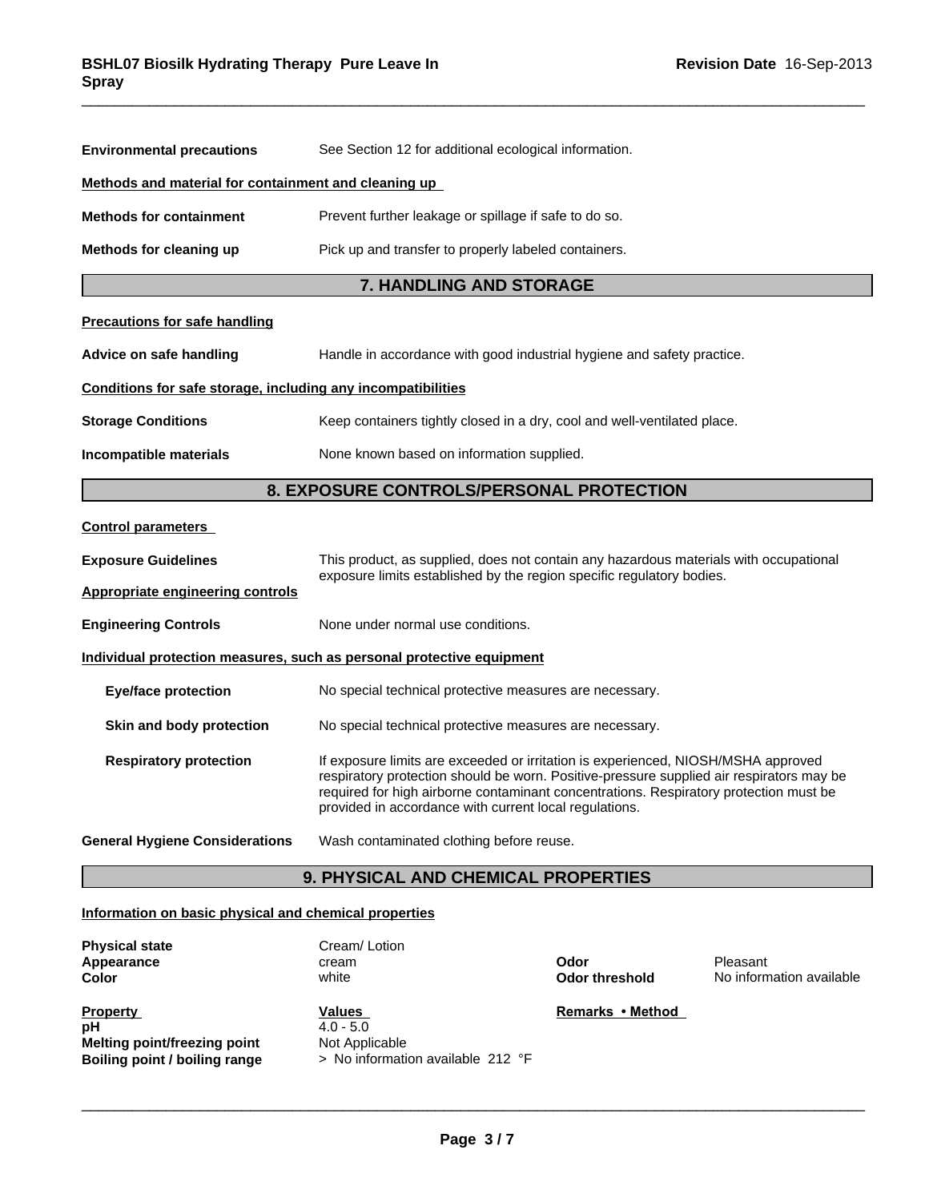| | |
|---|---|
| **Environmental precautions** | See Section 12 for additional ecological information. |

**Methods and material for containment and cleaning up**

| | |
|---|---|
| **Methods for containment** | Prevent further leakage or spillage if safe to do so. |
| **Methods for cleaning up** | Pick up and transfer to properly labeled containers. |

## 7. HANDLING AND STORAGE

**Precautions for safe handling**

| | |
|---|---|
| **Advice on safe handling** | Handle in accordance with good industrial hygiene and safety practice. |

**Conditions for safe storage, including any incompatibilities**

| | |
|---|---|
| **Storage Conditions** | Keep containers tightly closed in a dry, cool and well-ventilated place. |
| **Incompatible materials** | None known based on information supplied. |

## 8. EXPOSURE CONTROLS/PERSONAL PROTECTION

**Control parameters**

| | |
|---|---|
| **Exposure Guidelines** | This product, as supplied, does not contain any hazardous materials with occupational exposure limits established by the region specific regulatory bodies. |

**Appropriate engineering controls**

| | |
|---|---|
| **Engineering Controls** | None under normal use conditions. |

**Individual protection measures, such as personal protective equipment**

| | |
|---|---|
| **Eye/face protection** | No special technical protective measures are necessary. |
| **Skin and body protection** | No special technical protective measures are necessary. |
| **Respiratory protection** | If exposure limits are exceeded or irritation is experienced, NIOSH/MSHA approved respiratory protection should be worn. Positive-pressure supplied air respirators may be required for high airborne contaminant concentrations. Respiratory protection must be provided in accordance with current local regulations. |
| **General Hygiene Considerations** | Wash contaminated clothing before reuse. |

## 9. PHYSICAL AND CHEMICAL PROPERTIES

**Information on basic physical and chemical properties**

| | | | |
|---|---|---|---|
| **Physical state** | Cream/ Lotion | | |
| **Appearance** | cream | **Odor** | Pleasant |
| **Color** | white | **Odor threshold** | No information available |

| **Property** | **Values** | **Remarks • Method** |
|---|---|---|
| **pH** | 4.0 - 5.0 | |
| **Melting point/freezing point** | Not Applicable | |
| **Boiling point / boiling range** | > No information available 212 °F | |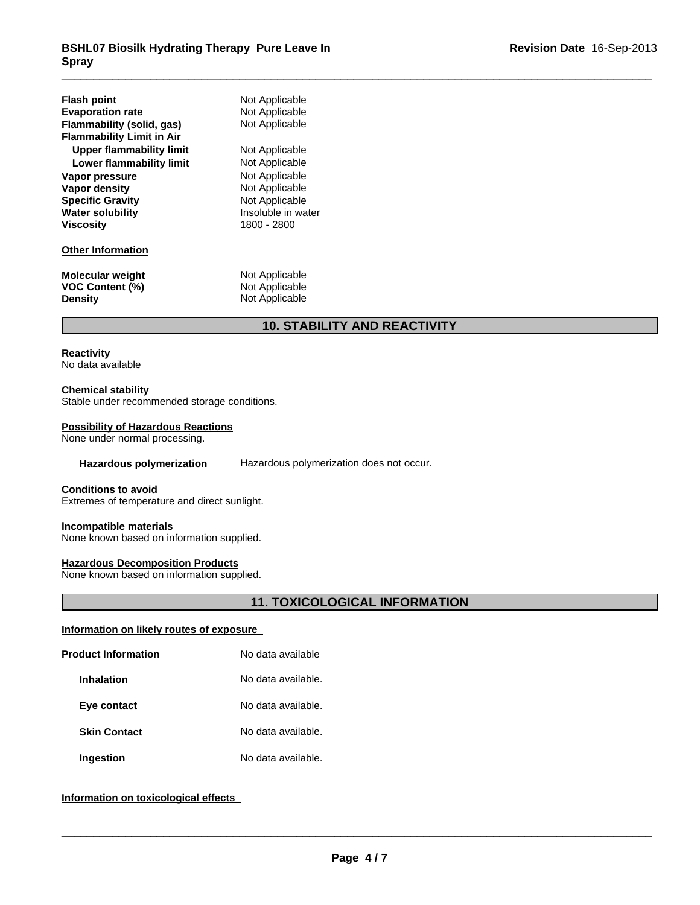| | |
|---|---|
| **Flash point** | Not Applicable |
| **Evaporation rate** | Not Applicable |
| **Flammability (solid, gas)** | Not Applicable |
| **Flammability Limit in Air** | |
| **Upper flammability limit** | Not Applicable |
| **Lower flammability limit** | Not Applicable |
| **Vapor pressure** | Not Applicable |
| **Vapor density** | Not Applicable |
| **Specific Gravity** | Not Applicable |
| **Water solubility** | Insoluble in water |
| **Viscosity** | 1800 - 2800 |

**Other Information**

| | |
|---|---|
| **Molecular weight** | Not Applicable |
| **VOC Content (%)** | Not Applicable |
| **Density** | Not Applicable |

## 10. STABILITY AND REACTIVITY

**Reactivity**
No data available

**Chemical stability**
Stable under recommended storage conditions.

**Possibility of Hazardous Reactions**
None under normal processing.

**Hazardous polymerization** Hazardous polymerization does not occur.

**Conditions to avoid**
Extremes of temperature and direct sunlight.

**Incompatible materials**
None known based on information supplied.

**Hazardous Decomposition Products**
None known based on information supplied.

## 11. TOXICOLOGICAL INFORMATION

**Information on likely routes of exposure**

| | |
|---|---|
| **Product Information** | No data available |
| **Inhalation** | No data available. |
| **Eye contact** | No data available. |
| **Skin Contact** | No data available. |
| **Ingestion** | No data available. |

**Information on toxicological effects**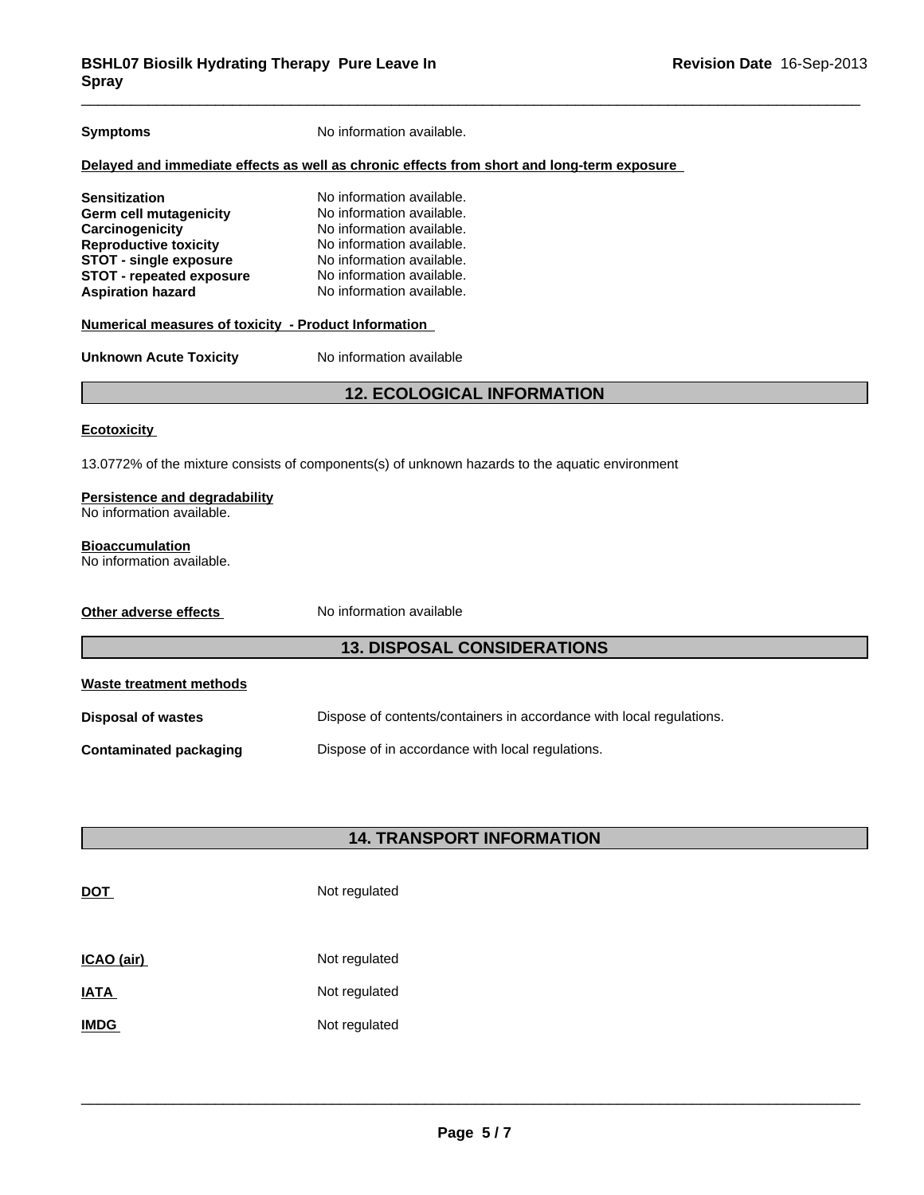**Symptoms** No information available.

**Delayed and immediate effects as well as chronic effects from short and long-term exposure**

| | |
|---|---|
| **Sensitization** | No information available. |
| **Germ cell mutagenicity** | No information available. |
| **Carcinogenicity** | No information available. |
| **Reproductive toxicity** | No information available. |
| **STOT - single exposure** | No information available. |
| **STOT - repeated exposure** | No information available. |
| **Aspiration hazard** | No information available. |

**Numerical measures of toxicity - Product Information**

**Unknown Acute Toxicity** No information available

## 12. ECOLOGICAL INFORMATION

**Ecotoxicity**

13.0772% of the mixture consists of components(s) of unknown hazards to the aquatic environment

**Persistence and degradability**
No information available.

**Bioaccumulation**
No information available.

**Other adverse effects** No information available

## 13. DISPOSAL CONSIDERATIONS

**Waste treatment methods**

| | |
|---|---|
| **Disposal of wastes** | Dispose of contents/containers in accordance with local regulations. |
| **Contaminated packaging** | Dispose of in accordance with local regulations. |

## 14. TRANSPORT INFORMATION

| | |
|---|---|
| **DOT** | Not regulated |
| **ICAO (air)** | Not regulated |
| **IATA** | Not regulated |
| **IMDG** | Not regulated |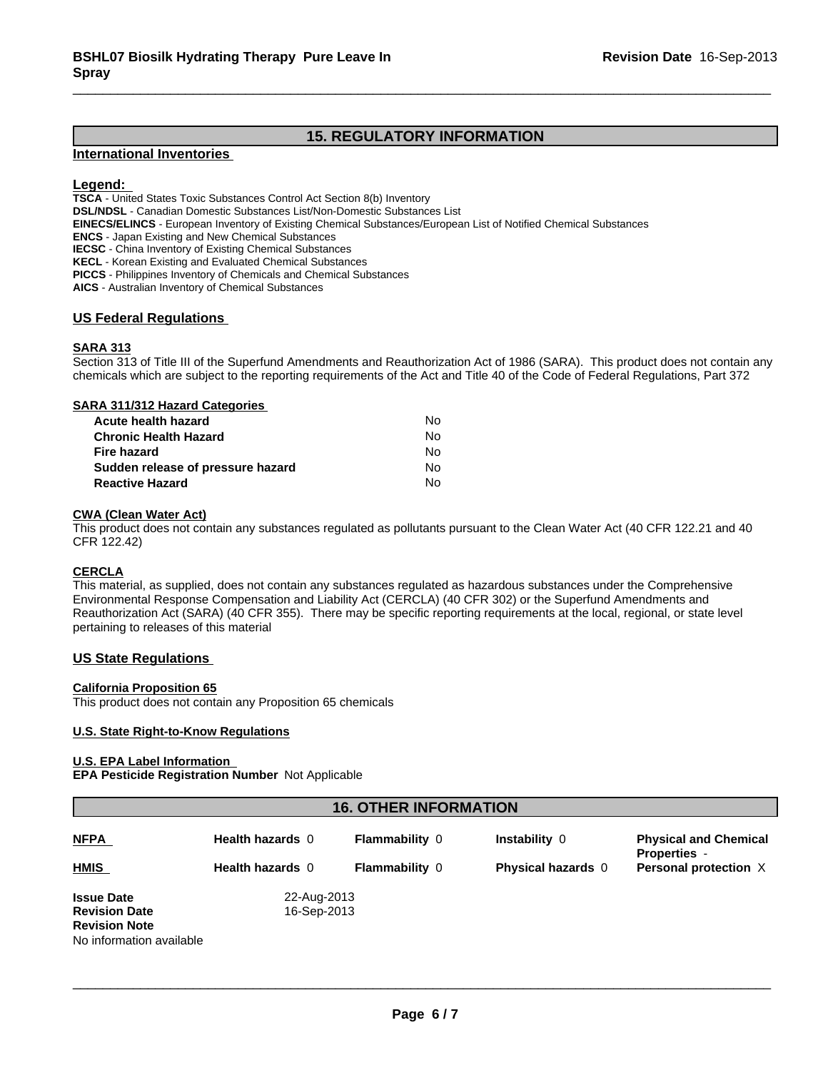## 15. REGULATORY INFORMATION

### International Inventories

**Legend:**

**TSCA** - United States Toxic Substances Control Act Section 8(b) Inventory
**DSL/NDSL** - Canadian Domestic Substances List/Non-Domestic Substances List
**EINECS/ELINCS** - European Inventory of Existing Chemical Substances/European List of Notified Chemical Substances
**ENCS** - Japan Existing and New Chemical Substances
**IECSC** - China Inventory of Existing Chemical Substances
**KECL** - Korean Existing and Evaluated Chemical Substances
**PICCS** - Philippines Inventory of Chemicals and Chemical Substances
**AICS** - Australian Inventory of Chemical Substances

### US Federal Regulations

**SARA 313**

Section 313 of Title III of the Superfund Amendments and Reauthorization Act of 1986 (SARA). This product does not contain any chemicals which are subject to the reporting requirements of the Act and Title 40 of the Code of Federal Regulations, Part 372

**SARA 311/312 Hazard Categories**

| | |
|---|---|
| **Acute health hazard** | No |
| **Chronic Health Hazard** | No |
| **Fire hazard** | No |
| **Sudden release of pressure hazard** | No |
| **Reactive Hazard** | No |

**CWA (Clean Water Act)**

This product does not contain any substances regulated as pollutants pursuant to the Clean Water Act (40 CFR 122.21 and 40 CFR 122.42)

**CERCLA**

This material, as supplied, does not contain any substances regulated as hazardous substances under the Comprehensive Environmental Response Compensation and Liability Act (CERCLA) (40 CFR 302) or the Superfund Amendments and Reauthorization Act (SARA) (40 CFR 355). There may be specific reporting requirements at the local, regional, or state level pertaining to releases of this material

### US State Regulations

**California Proposition 65**

This product does not contain any Proposition 65 chemicals

**U.S. State Right-to-Know Regulations**

**U.S. EPA Label Information**

**EPA Pesticide Registration Number** Not Applicable

## 16. OTHER INFORMATION

| | | | | |
|---|---|---|---|---|
| **NFPA** | **Health hazards** 0 | **Flammability** 0 | **Instability** 0 | **Physical and Chemical Properties** - |
| **HMIS** | **Health hazards** 0 | **Flammability** 0 | **Physical hazards** 0 | **Personal protection** X |

**Issue Date** 22-Aug-2013
**Revision Date** 16-Sep-2013
**Revision Note**
No information available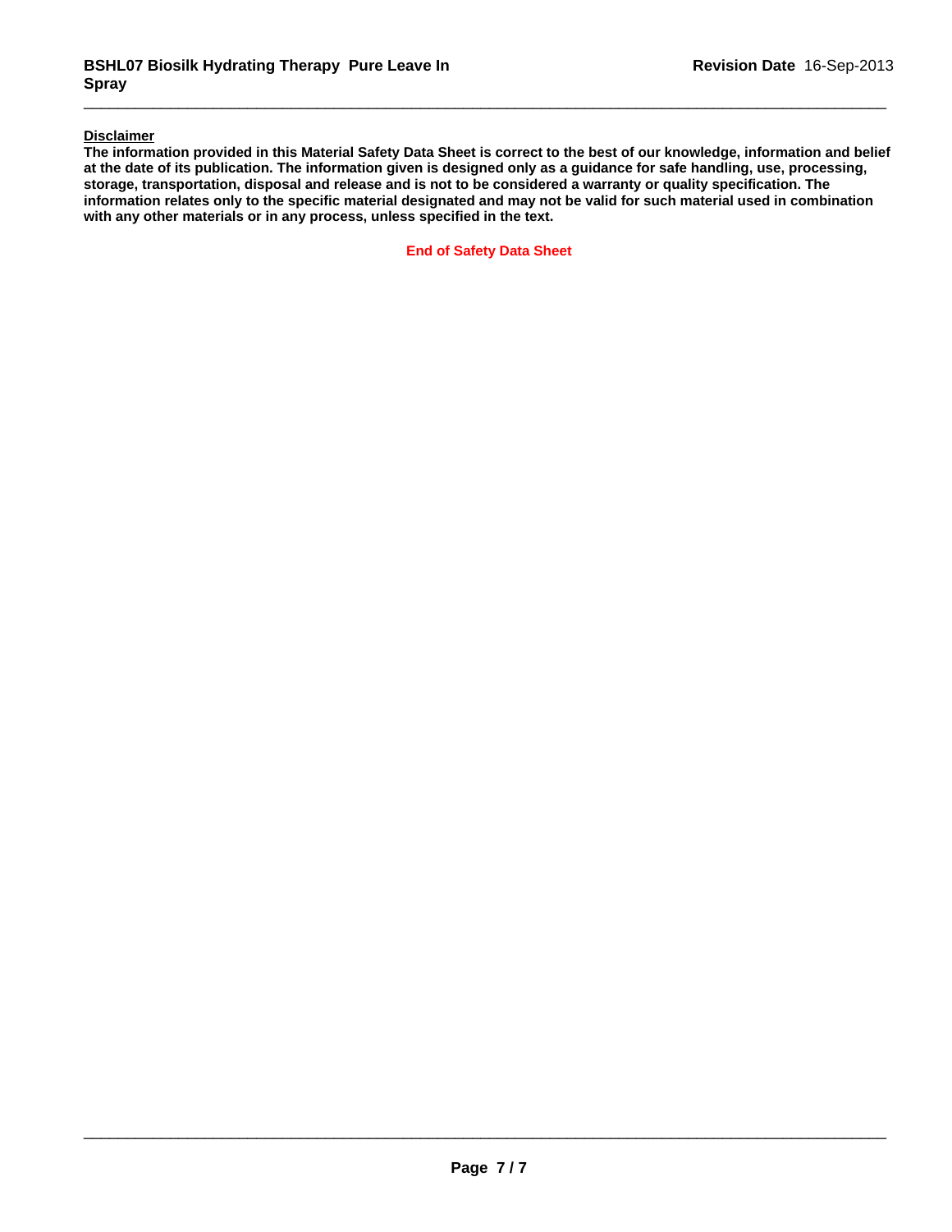**Disclaimer**

**The information provided in this Material Safety Data Sheet is correct to the best of our knowledge, information and belief at the date of its publication. The information given is designed only as a guidance for safe handling, use, processing, storage, transportation, disposal and release and is not to be considered a warranty or quality specification. The information relates only to the specific material designated and may not be valid for such material used in combination with any other materials or in any process, unless specified in the text.**

**End of Safety Data Sheet**